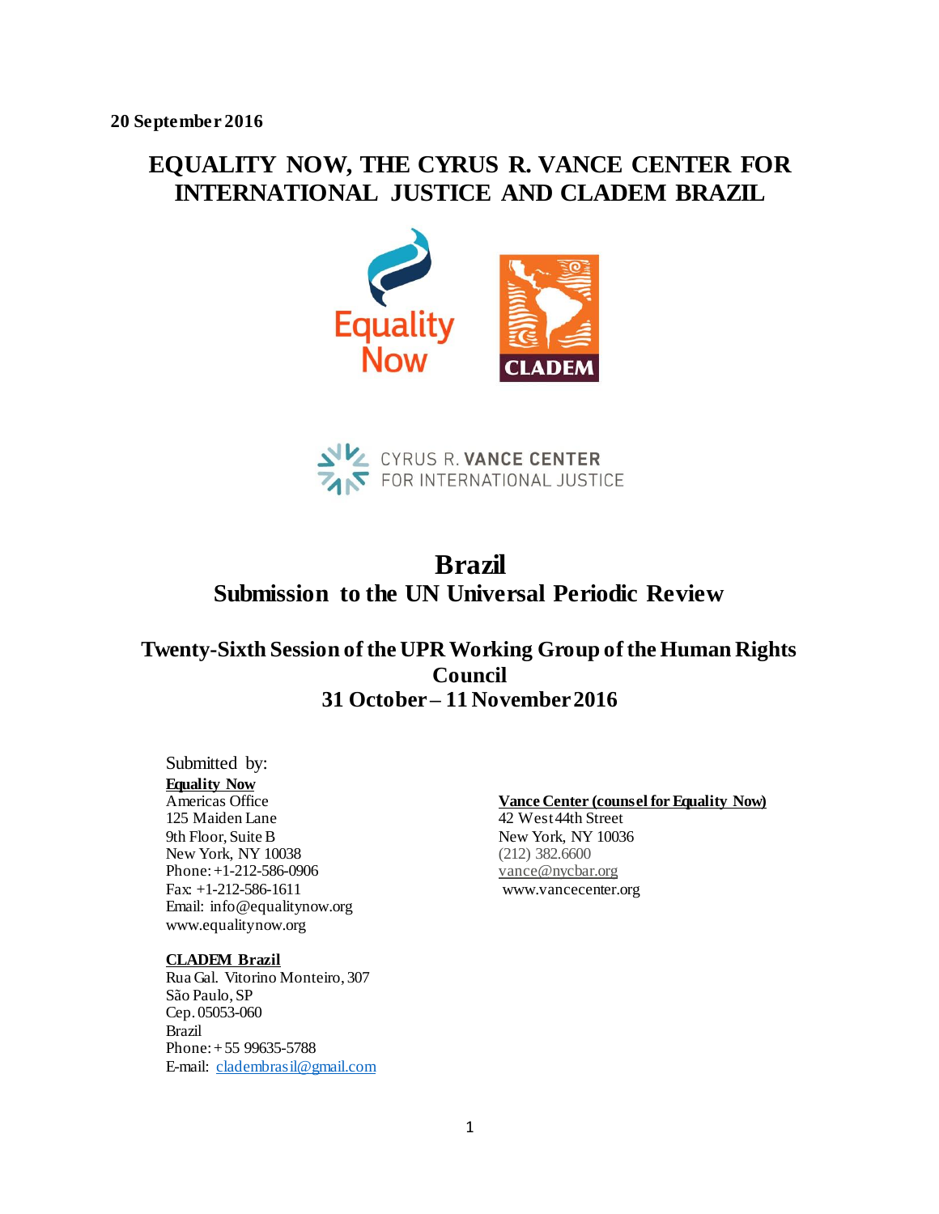**20 September 2016**

# EQUALITY NOW, THE CYRUS R. VANCE CENTER FOR INTERNATIONAL JUSTICE AND CLADEM BRAZIL

# Brazil
## Submission to the UN Universal Periodic Review

### Twenty-Sixth Session of the UPR Working Group of the Human Rights Council
### 31 October – 11 November 2016

Submitted by:

**Equality Now**
Americas Office
125 Maiden Lane
9th Floor, Suite B
New York, NY 10038
Phone: +1-212-586-0906
Fax: +1-212-586-1611
Email: info@equalitynow.org
www.equalitynow.org

**Vance Center (counsel for Equality Now)**
42 West 44th Street
New York, NY 10036
(212) 382.6600
vance@nycbar.org
www.vancecenter.org

**CLADEM Brazil**
Rua Gal. Vitorino Monteiro, 307
São Paulo, SP
Cep. 05053-060
Brazil
Phone: + 55 99635-5788
E-mail: cladembrasil@gmail.com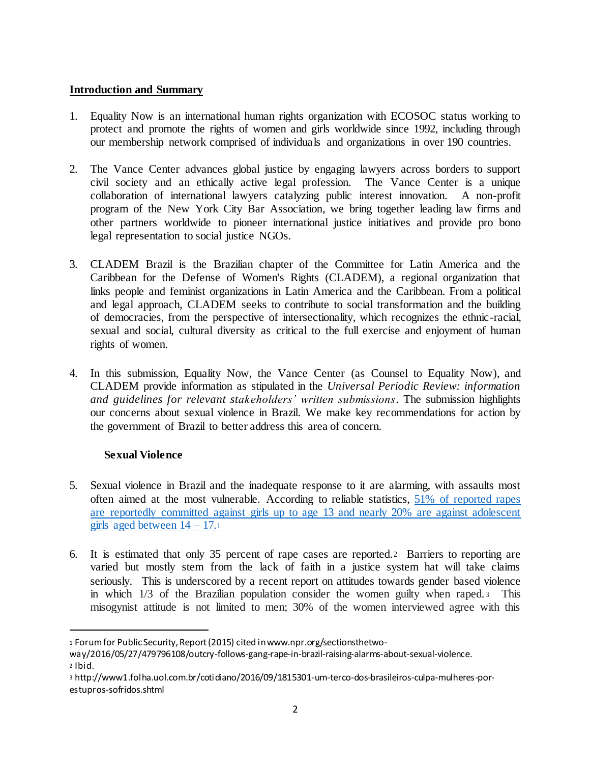## Introduction and Summary

1. Equality Now is an international human rights organization with ECOSOC status working to protect and promote the rights of women and girls worldwide since 1992, including through our membership network comprised of individuals and organizations in over 190 countries.

2. The Vance Center advances global justice by engaging lawyers across borders to support civil society and an ethically active legal profession. The Vance Center is a unique collaboration of international lawyers catalyzing public interest innovation. A non-profit program of the New York City Bar Association, we bring together leading law firms and other partners worldwide to pioneer international justice initiatives and provide pro bono legal representation to social justice NGOs.

3. CLADEM Brazil is the Brazilian chapter of the Committee for Latin America and the Caribbean for the Defense of Women's Rights (CLADEM), a regional organization that links people and feminist organizations in Latin America and the Caribbean. From a political and legal approach, CLADEM seeks to contribute to social transformation and the building of democracies, from the perspective of intersectionality, which recognizes the ethnic-racial, sexual and social, cultural diversity as critical to the full exercise and enjoyment of human rights of women.

4. In this submission, Equality Now, the Vance Center (as Counsel to Equality Now), and CLADEM provide information as stipulated in the *Universal Periodic Review: information and guidelines for relevant stakeholders' written submissions*. The submission highlights our concerns about sexual violence in Brazil. We make key recommendations for action by the government of Brazil to better address this area of concern.

### Sexual Violence

5. Sexual violence in Brazil and the inadequate response to it are alarming, with assaults most often aimed at the most vulnerable. According to reliable statistics, 51% of reported rapes are reportedly committed against girls up to age 13 and nearly 20% are against adolescent girls aged between 14 – 17.[1]

6. It is estimated that only 35 percent of rape cases are reported.[2] Barriers to reporting are varied but mostly stem from the lack of faith in a justice system hat will take claims seriously. This is underscored by a recent report on attitudes towards gender based violence in which 1/3 of the Brazilian population consider the women guilty when raped.[3] This misogynist attitude is not limited to men; 30% of the women interviewed agree with this

---

[1] Forum for Public Security, Report (2015) cited in www.npr.org/sectionsthetwo-way/2016/05/27/479796108/outcry-follows-gang-rape-in-brazil-raising-alarms-about-sexual-violence.

[2] Ibid.

[3] http://www1.folha.uol.com.br/cotidiano/2016/09/1815301-um-terco-dos-brasileiros-culpa-mulheres-por-estupros-sofridos.shtml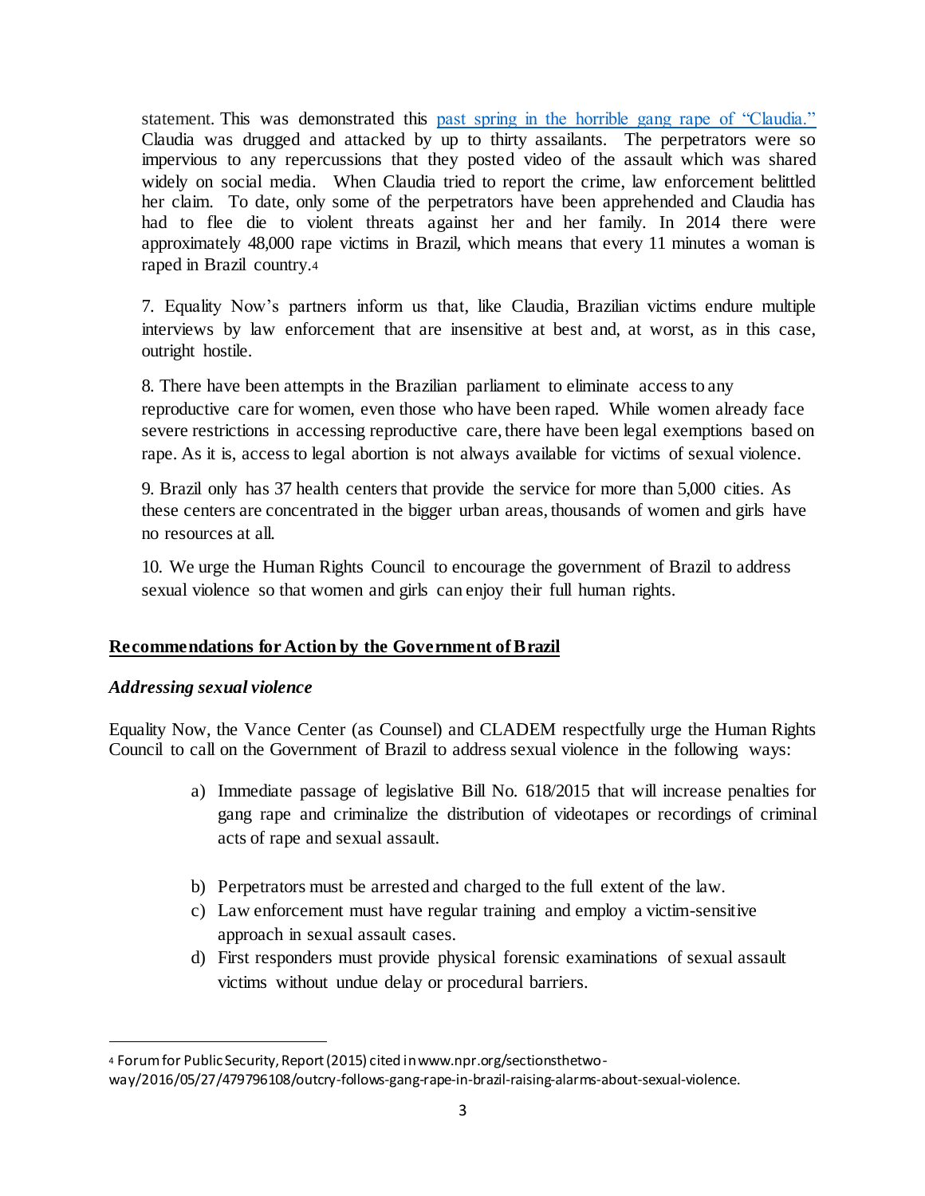statement. This was demonstrated this past spring in the horrible gang rape of "Claudia." Claudia was drugged and attacked by up to thirty assailants. The perpetrators were so impervious to any repercussions that they posted video of the assault which was shared widely on social media. When Claudia tried to report the crime, law enforcement belittled her claim. To date, only some of the perpetrators have been apprehended and Claudia has had to flee die to violent threats against her and her family. In 2014 there were approximately 48,000 rape victims in Brazil, which means that every 11 minutes a woman is raped in Brazil country.[4]

7. Equality Now's partners inform us that, like Claudia, Brazilian victims endure multiple interviews by law enforcement that are insensitive at best and, at worst, as in this case, outright hostile.

8. There have been attempts in the Brazilian parliament to eliminate access to any reproductive care for women, even those who have been raped. While women already face severe restrictions in accessing reproductive care, there have been legal exemptions based on rape. As it is, access to legal abortion is not always available for victims of sexual violence.

9. Brazil only has 37 health centers that provide the service for more than 5,000 cities. As these centers are concentrated in the bigger urban areas, thousands of women and girls have no resources at all.

10. We urge the Human Rights Council to encourage the government of Brazil to address sexual violence so that women and girls can enjoy their full human rights.

## Recommendations for Action by the Government of Brazil

### *Addressing sexual violence*

Equality Now, the Vance Center (as Counsel) and CLADEM respectfully urge the Human Rights Council to call on the Government of Brazil to address sexual violence in the following ways:

a) Immediate passage of legislative Bill No. 618/2015 that will increase penalties for gang rape and criminalize the distribution of videotapes or recordings of criminal acts of rape and sexual assault.

b) Perpetrators must be arrested and charged to the full extent of the law.

c) Law enforcement must have regular training and employ a victim-sensitive approach in sexual assault cases.

d) First responders must provide physical forensic examinations of sexual assault victims without undue delay or procedural barriers.

---

[4] Forum for Public Security, Report (2015) cited in www.npr.org/sectionsthetwo-way/2016/05/27/479796108/outcry-follows-gang-rape-in-brazil-raising-alarms-about-sexual-violence.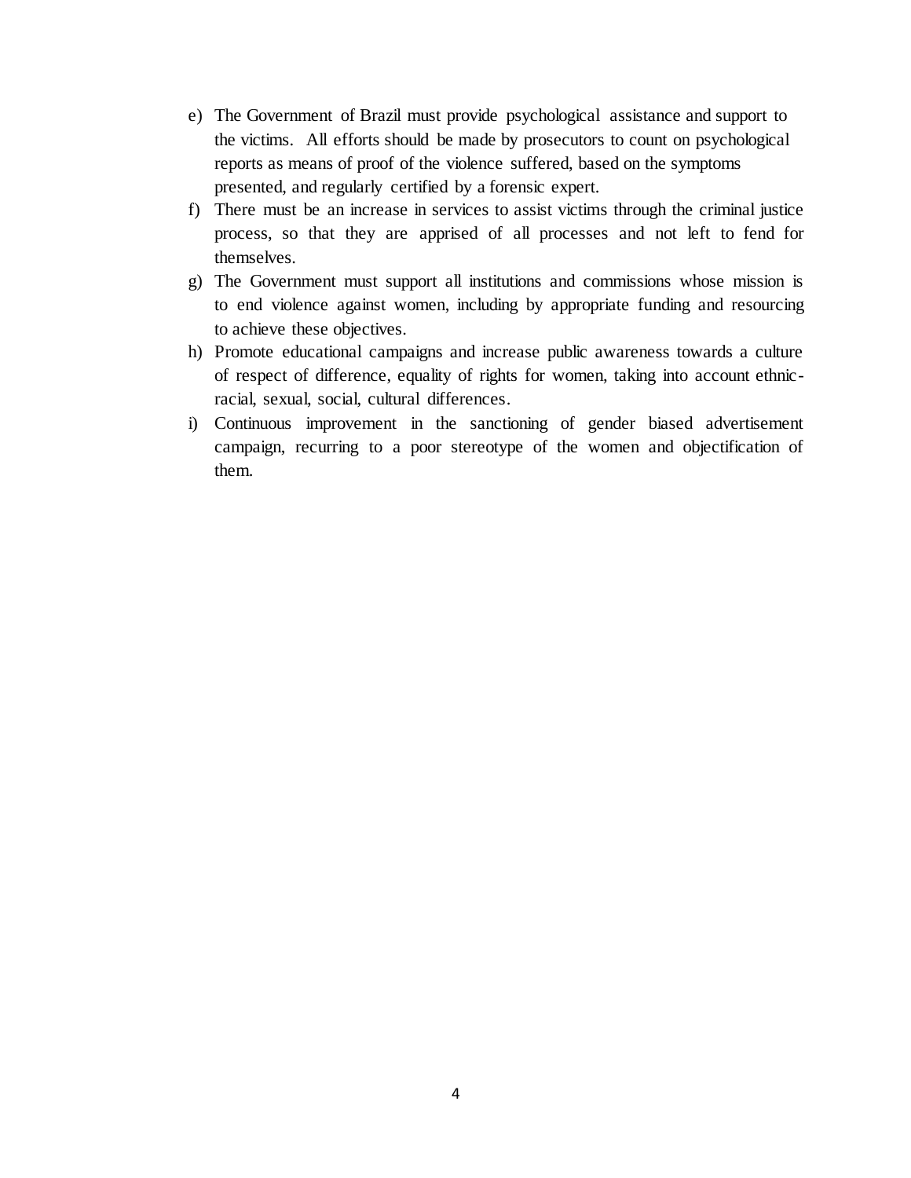e) The Government of Brazil must provide psychological assistance and support to the victims. All efforts should be made by prosecutors to count on psychological reports as means of proof of the violence suffered, based on the symptoms presented, and regularly certified by a forensic expert.
f) There must be an increase in services to assist victims through the criminal justice process, so that they are apprised of all processes and not left to fend for themselves.
g) The Government must support all institutions and commissions whose mission is to end violence against women, including by appropriate funding and resourcing to achieve these objectives.
h) Promote educational campaigns and increase public awareness towards a culture of respect of difference, equality of rights for women, taking into account ethnic-racial, sexual, social, cultural differences.
i) Continuous improvement in the sanctioning of gender biased advertisement campaign, recurring to a poor stereotype of the women and objectification of them.